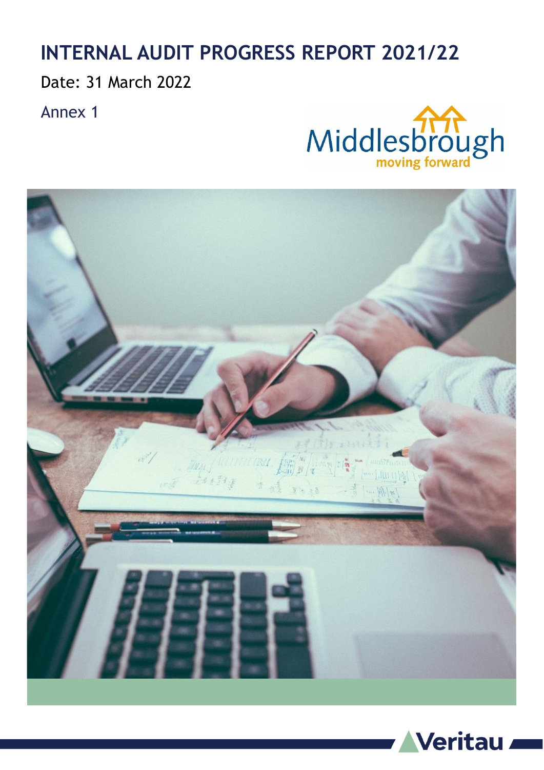# INTERNAL AUDIT PROGRESS REPORT 2021/22

Date: 31 March 2022

Annex 1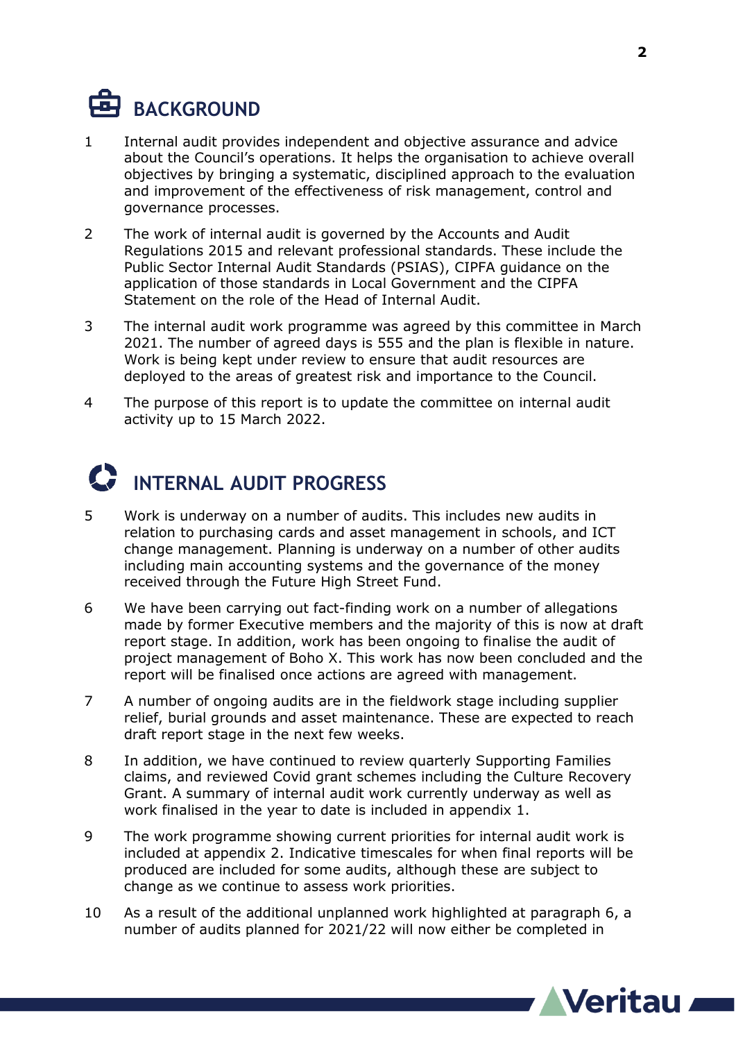## BACKGROUND

1 Internal audit provides independent and objective assurance and advice about the Council's operations. It helps the organisation to achieve overall objectives by bringing a systematic, disciplined approach to the evaluation and improvement of the effectiveness of risk management, control and governance processes.

2 The work of internal audit is governed by the Accounts and Audit Regulations 2015 and relevant professional standards. These include the Public Sector Internal Audit Standards (PSIAS), CIPFA guidance on the application of those standards in Local Government and the CIPFA Statement on the role of the Head of Internal Audit.

3 The internal audit work programme was agreed by this committee in March 2021. The number of agreed days is 555 and the plan is flexible in nature. Work is being kept under review to ensure that audit resources are deployed to the areas of greatest risk and importance to the Council.

4 The purpose of this report is to update the committee on internal audit activity up to 15 March 2022.

## INTERNAL AUDIT PROGRESS

5 Work is underway on a number of audits. This includes new audits in relation to purchasing cards and asset management in schools, and ICT change management. Planning is underway on a number of other audits including main accounting systems and the governance of the money received through the Future High Street Fund.

6 We have been carrying out fact-finding work on a number of allegations made by former Executive members and the majority of this is now at draft report stage. In addition, work has been ongoing to finalise the audit of project management of Boho X. This work has now been concluded and the report will be finalised once actions are agreed with management.

7 A number of ongoing audits are in the fieldwork stage including supplier relief, burial grounds and asset maintenance. These are expected to reach draft report stage in the next few weeks.

8 In addition, we have continued to review quarterly Supporting Families claims, and reviewed Covid grant schemes including the Culture Recovery Grant. A summary of internal audit work currently underway as well as work finalised in the year to date is included in appendix 1.

9 The work programme showing current priorities for internal audit work is included at appendix 2. Indicative timescales for when final reports will be produced are included for some audits, although these are subject to change as we continue to assess work priorities.

10 As a result of the additional unplanned work highlighted at paragraph 6, a number of audits planned for 2021/22 will now either be completed in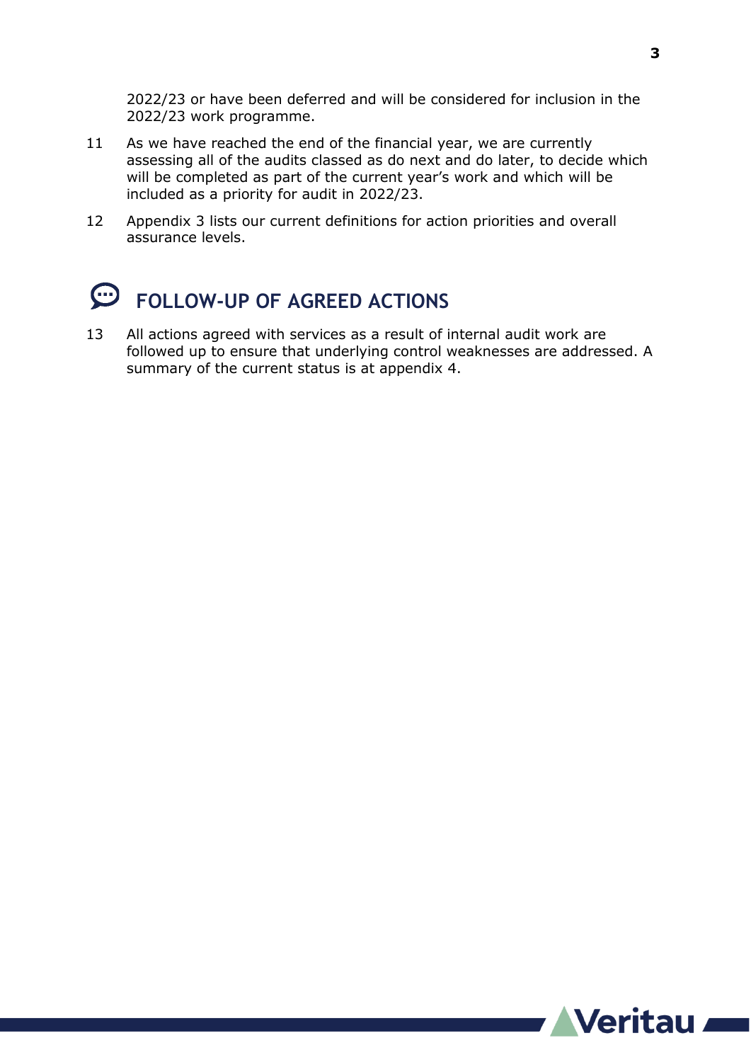2022/23 or have been deferred and will be considered for inclusion in the 2022/23 work programme.

11 As we have reached the end of the financial year, we are currently assessing all of the audits classed as do next and do later, to decide which will be completed as part of the current year's work and which will be included as a priority for audit in 2022/23.

12 Appendix 3 lists our current definitions for action priorities and overall assurance levels.

## FOLLOW-UP OF AGREED ACTIONS

13 All actions agreed with services as a result of internal audit work are followed up to ensure that underlying control weaknesses are addressed. A summary of the current status is at appendix 4.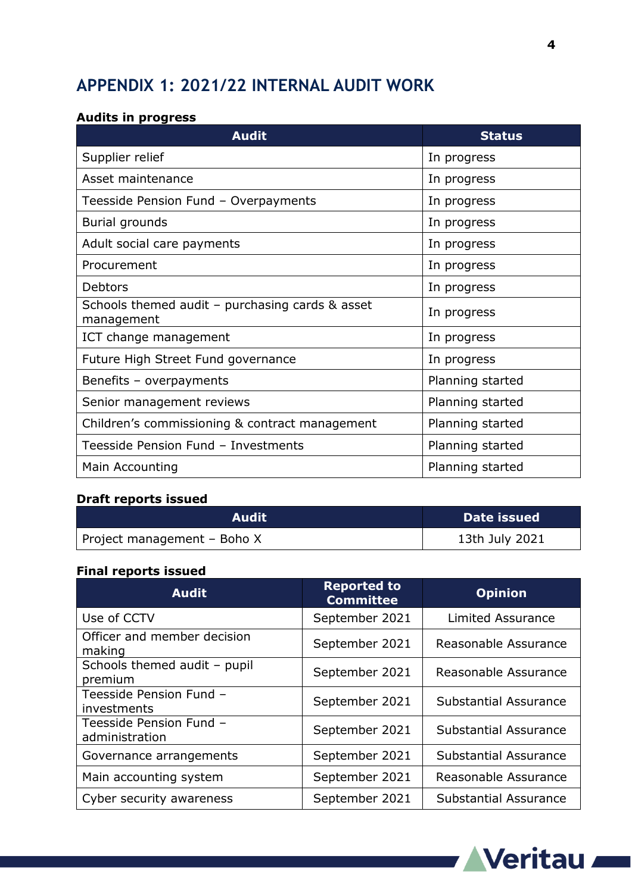# APPENDIX 1: 2021/22 INTERNAL AUDIT WORK

**Audits in progress**

| Audit | Status |
|---|---|
| Supplier relief | In progress |
| Asset maintenance | In progress |
| Teesside Pension Fund – Overpayments | In progress |
| Burial grounds | In progress |
| Adult social care payments | In progress |
| Procurement | In progress |
| Debtors | In progress |
| Schools themed audit – purchasing cards & asset management | In progress |
| ICT change management | In progress |
| Future High Street Fund governance | In progress |
| Benefits – overpayments | Planning started |
| Senior management reviews | Planning started |
| Children's commissioning & contract management | Planning started |
| Teesside Pension Fund – Investments | Planning started |
| Main Accounting | Planning started |

**Draft reports issued**

| Audit | Date issued |
|---|---|
| Project management – Boho X | 13th July 2021 |

**Final reports issued**

| Audit | Reported to Committee | Opinion |
|---|---|---|
| Use of CCTV | September 2021 | Limited Assurance |
| Officer and member decision making | September 2021 | Reasonable Assurance |
| Schools themed audit – pupil premium | September 2021 | Reasonable Assurance |
| Teesside Pension Fund – investments | September 2021 | Substantial Assurance |
| Teesside Pension Fund – administration | September 2021 | Substantial Assurance |
| Governance arrangements | September 2021 | Substantial Assurance |
| Main accounting system | September 2021 | Reasonable Assurance |
| Cyber security awareness | September 2021 | Substantial Assurance |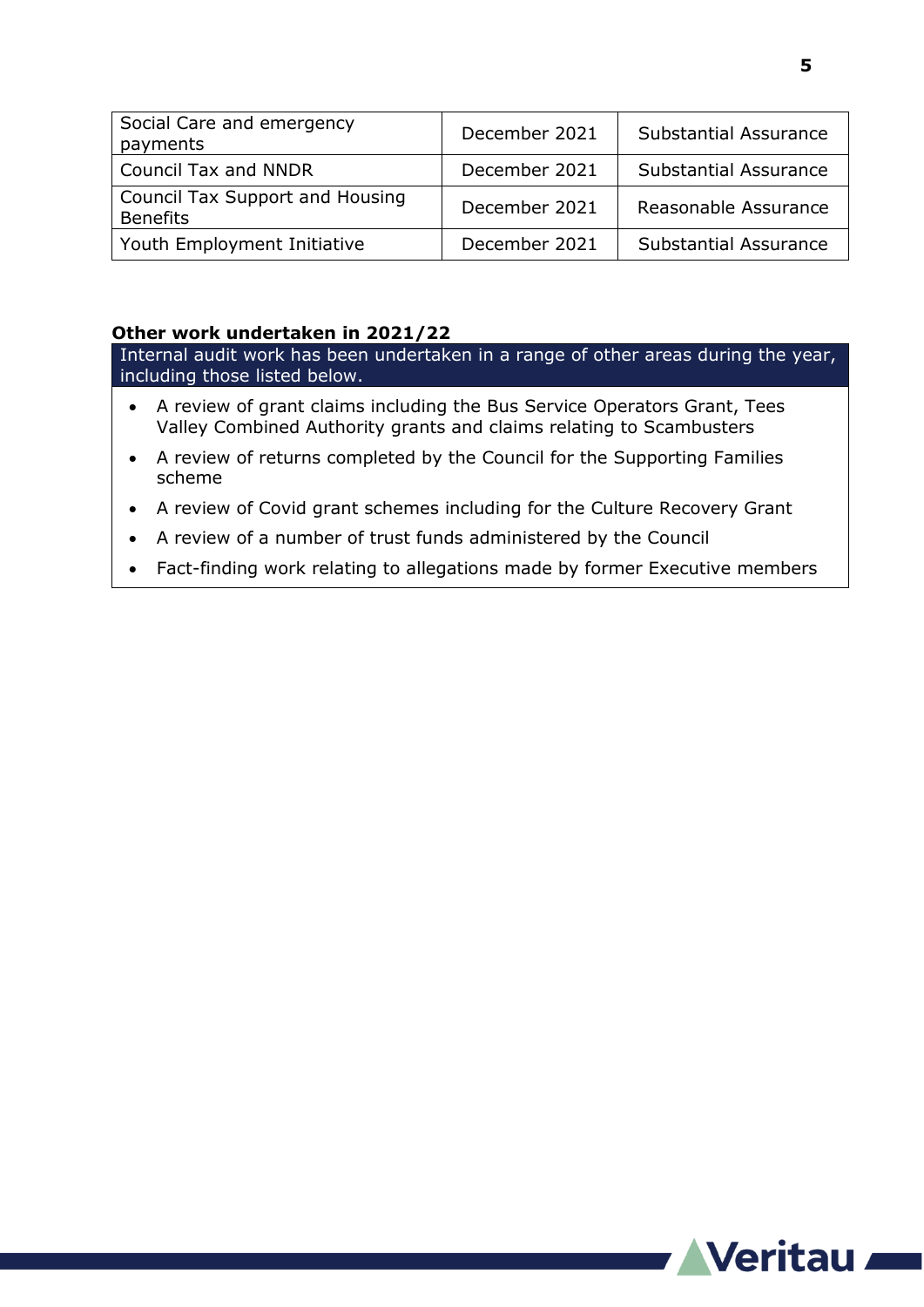| | | |
|---|---|---|
| Social Care and emergency payments | December 2021 | Substantial Assurance |
| Council Tax and NNDR | December 2021 | Substantial Assurance |
| Council Tax Support and Housing Benefits | December 2021 | Reasonable Assurance |
| Youth Employment Initiative | December 2021 | Substantial Assurance |

**Other work undertaken in 2021/22**

Internal audit work has been undertaken in a range of other areas during the year, including those listed below.

- A review of grant claims including the Bus Service Operators Grant, Tees Valley Combined Authority grants and claims relating to Scambusters
- A review of returns completed by the Council for the Supporting Families scheme
- A review of Covid grant schemes including for the Culture Recovery Grant
- A review of a number of trust funds administered by the Council
- Fact-finding work relating to allegations made by former Executive members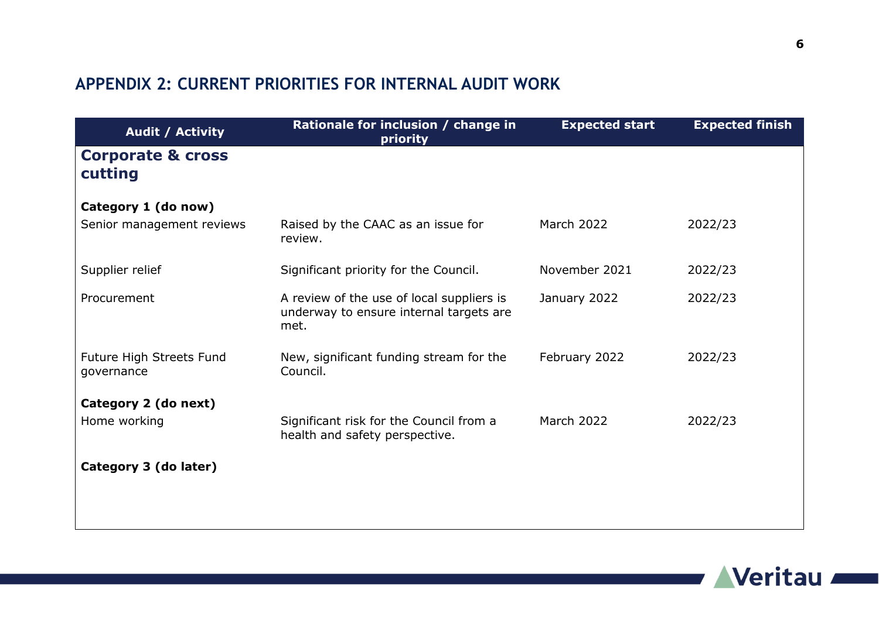## APPENDIX 2: CURRENT PRIORITIES FOR INTERNAL AUDIT WORK

| Audit / Activity | Rationale for inclusion / change in priority | Expected start | Expected finish |
|---|---|---|---|
| **Corporate & cross cutting** | | | |
| **Category 1 (do now)** | | | |
| Senior management reviews | Raised by the CAAC as an issue for review. | March 2022 | 2022/23 |
| Supplier relief | Significant priority for the Council. | November 2021 | 2022/23 |
| Procurement | A review of the use of local suppliers is underway to ensure internal targets are met. | January 2022 | 2022/23 |
| Future High Streets Fund governance | New, significant funding stream for the Council. | February 2022 | 2022/23 |
| **Category 2 (do next)** | | | |
| Home working | Significant risk for the Council from a health and safety perspective. | March 2022 | 2022/23 |
| **Category 3 (do later)** | | | |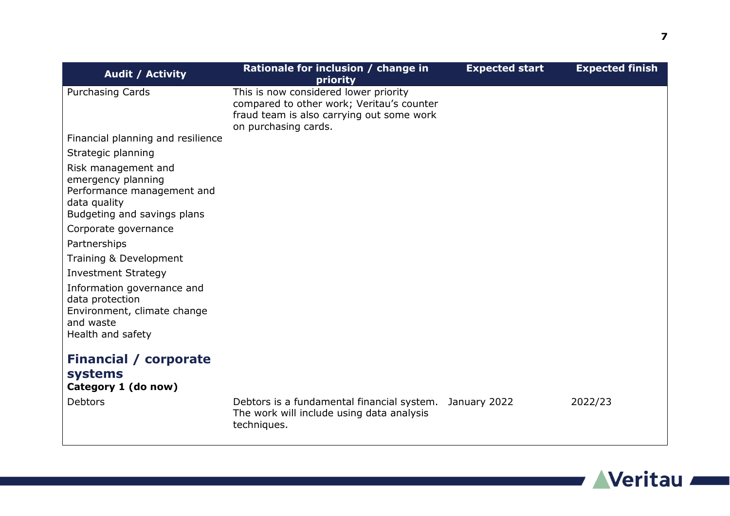| Audit / Activity | Rationale for inclusion / change in priority | Expected start | Expected finish |
|---|---|---|---|
| Purchasing Cards | This is now considered lower priority compared to other work; Veritau's counter fraud team is also carrying out some work on purchasing cards. | | |
| Financial planning and resilience | | | |
| Strategic planning | | | |
| Risk management and emergency planning | | | |
| Performance management and data quality | | | |
| Budgeting and savings plans | | | |
| Corporate governance | | | |
| Partnerships | | | |
| Training & Development | | | |
| Investment Strategy | | | |
| Information governance and data protection | | | |
| Environment, climate change and waste | | | |
| Health and safety | | | |
| **Financial / corporate systems** | | | |
| **Category 1 (do now)** | | | |
| Debtors | Debtors is a fundamental financial system. The work will include using data analysis techniques. | January 2022 | 2022/23 |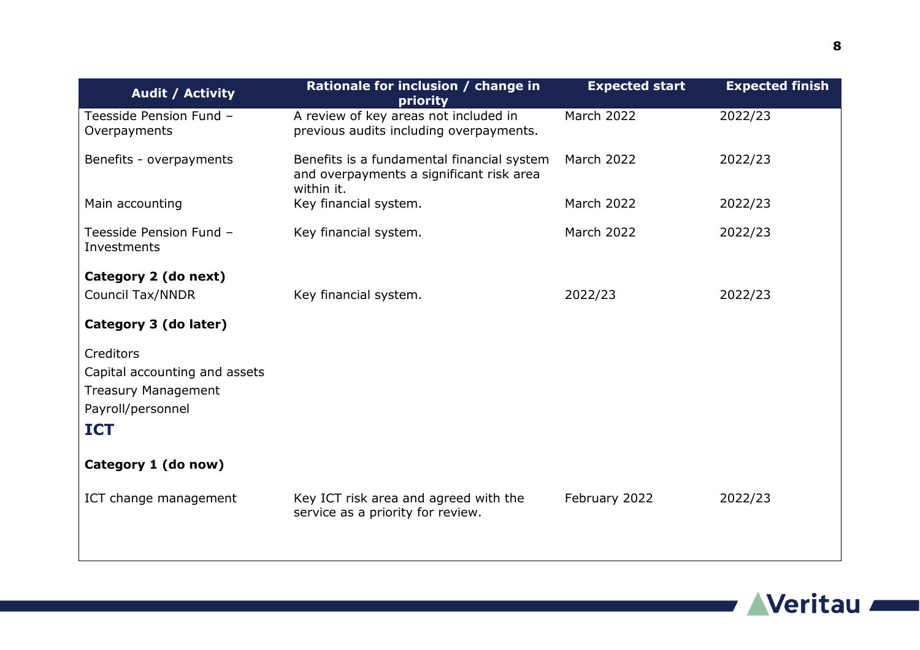| Audit / Activity | Rationale for inclusion / change in priority | Expected start | Expected finish |
|---|---|---|---|
| Teesside Pension Fund – Overpayments | A review of key areas not included in previous audits including overpayments. | March 2022 | 2022/23 |
| Benefits - overpayments | Benefits is a fundamental financial system and overpayments a significant risk area within it. | March 2022 | 2022/23 |
| Main accounting | Key financial system. | March 2022 | 2022/23 |
| Teesside Pension Fund – Investments | Key financial system. | March 2022 | 2022/23 |
| **Category 2 (do next)** | | | |
| Council Tax/NNDR | Key financial system. | 2022/23 | 2022/23 |
| **Category 3 (do later)** | | | |
| Creditors | | | |
| Capital accounting and assets | | | |
| Treasury Management | | | |
| Payroll/personnel | | | |
| **ICT** | | | |
| **Category 1 (do now)** | | | |
| ICT change management | Key ICT risk area and agreed with the service as a priority for review. | February 2022 | 2022/23 |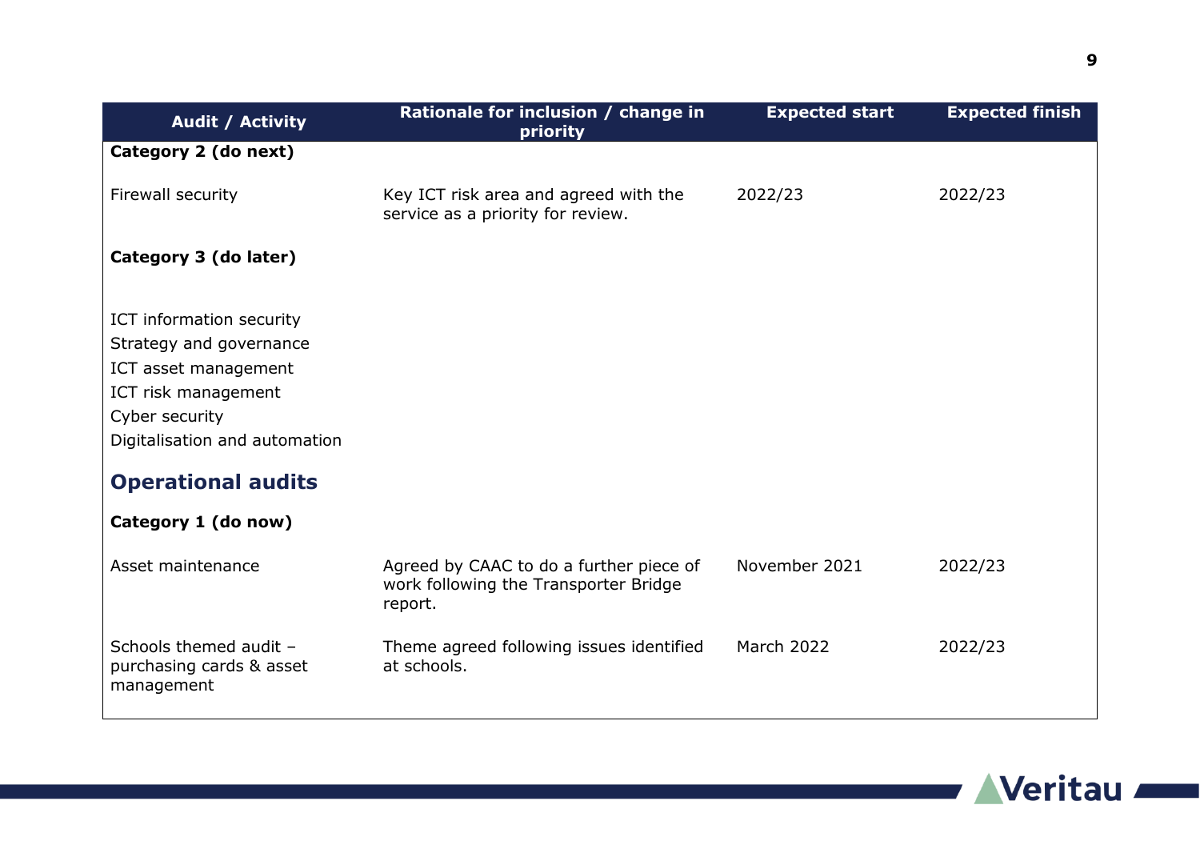| Audit / Activity | Rationale for inclusion / change in priority | Expected start | Expected finish |
|---|---|---|---|
| **Category 2 (do next)** | | | |
| Firewall security | Key ICT risk area and agreed with the service as a priority for review. | 2022/23 | 2022/23 |
| **Category 3 (do later)** | | | |
| ICT information security | | | |
| Strategy and governance | | | |
| ICT asset management | | | |
| ICT risk management | | | |
| Cyber security | | | |
| Digitalisation and automation | | | |
| **Operational audits** | | | |
| **Category 1 (do now)** | | | |
| Asset maintenance | Agreed by CAAC to do a further piece of work following the Transporter Bridge report. | November 2021 | 2022/23 |
| Schools themed audit – purchasing cards & asset management | Theme agreed following issues identified at schools. | March 2022 | 2022/23 |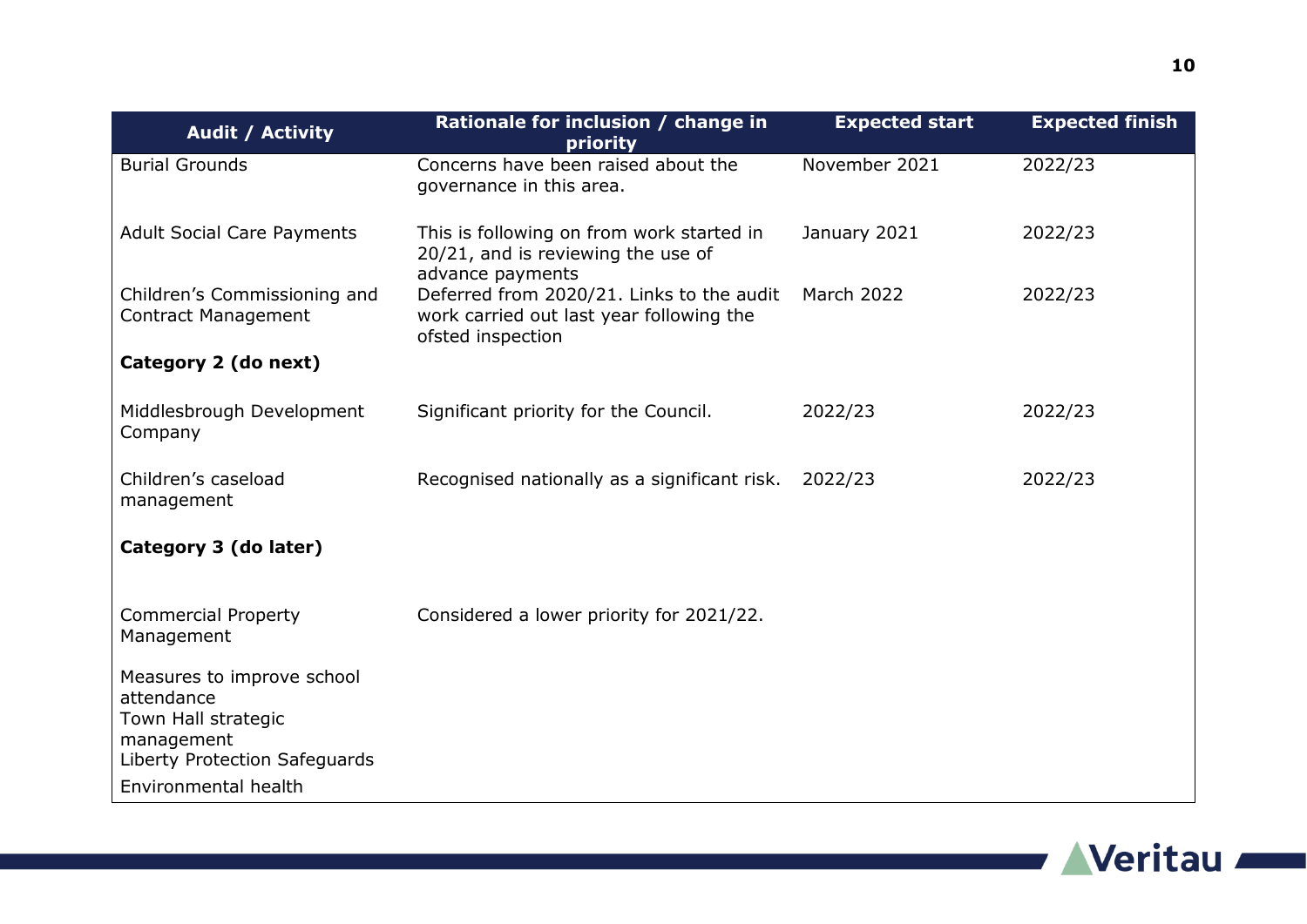| Audit / Activity | Rationale for inclusion / change in priority | Expected start | Expected finish |
|---|---|---|---|
| Burial Grounds | Concerns have been raised about the governance in this area. | November 2021 | 2022/23 |
| Adult Social Care Payments | This is following on from work started in 20/21, and is reviewing the use of advance payments | January 2021 | 2022/23 |
| Children's Commissioning and Contract Management | Deferred from 2020/21. Links to the audit work carried out last year following the ofsted inspection | March 2022 | 2022/23 |
| **Category 2 (do next)** | | | |
| Middlesbrough Development Company | Significant priority for the Council. | 2022/23 | 2022/23 |
| Children's caseload management | Recognised nationally as a significant risk. | 2022/23 | 2022/23 |
| **Category 3 (do later)** | | | |
| Commercial Property Management | Considered a lower priority for 2021/22. | | |
| Measures to improve school attendance | | | |
| Town Hall strategic management | | | |
| Liberty Protection Safeguards | | | |
| Environmental health | | | |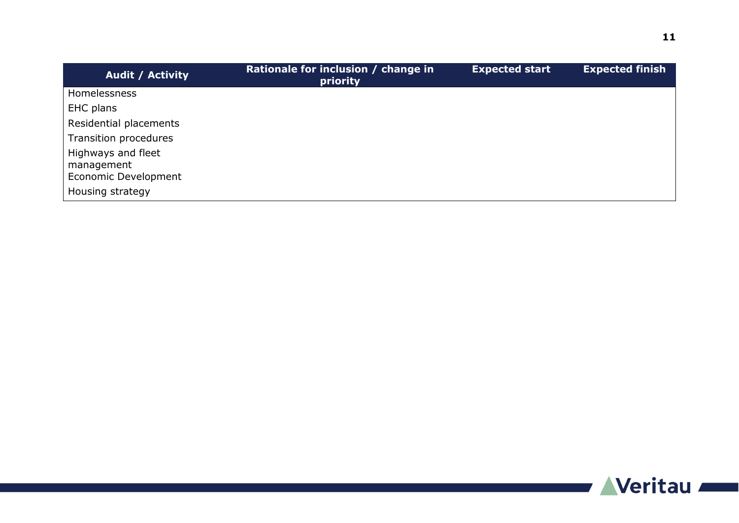| Audit / Activity | Rationale for inclusion / change in priority | Expected start | Expected finish |
|---|---|---|---|
| Homelessness | | | |
| EHC plans | | | |
| Residential placements | | | |
| Transition procedures | | | |
| Highways and fleet management | | | |
| Economic Development | | | |
| Housing strategy | | | |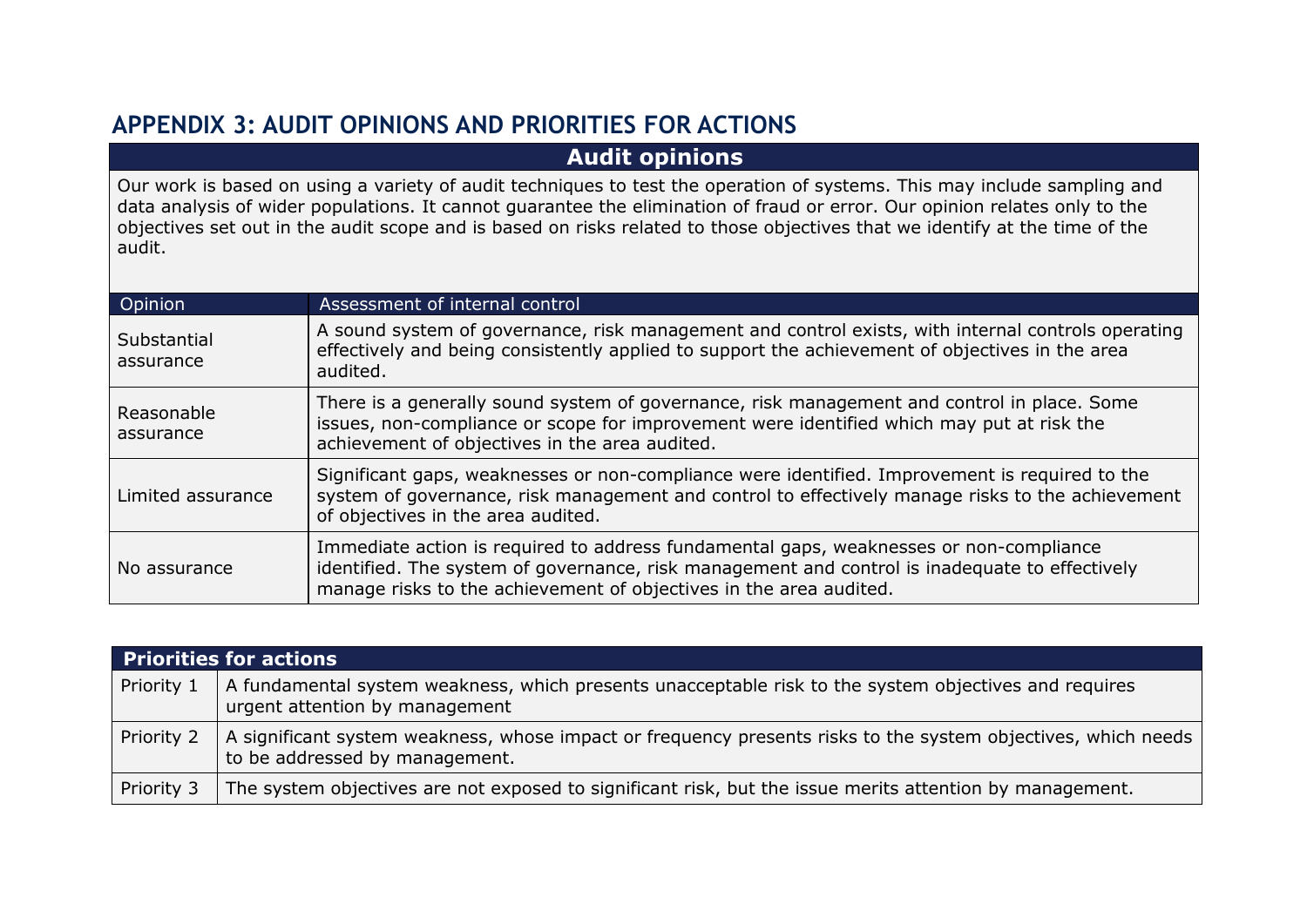## APPENDIX 3: AUDIT OPINIONS AND PRIORITIES FOR ACTIONS

### Audit opinions

Our work is based on using a variety of audit techniques to test the operation of systems. This may include sampling and data analysis of wider populations. It cannot guarantee the elimination of fraud or error. Our opinion relates only to the objectives set out in the audit scope and is based on risks related to those objectives that we identify at the time of the audit.

| Opinion | Assessment of internal control |
|---|---|
| Substantial assurance | A sound system of governance, risk management and control exists, with internal controls operating effectively and being consistently applied to support the achievement of objectives in the area audited. |
| Reasonable assurance | There is a generally sound system of governance, risk management and control in place. Some issues, non-compliance or scope for improvement were identified which may put at risk the achievement of objectives in the area audited. |
| Limited assurance | Significant gaps, weaknesses or non-compliance were identified. Improvement is required to the system of governance, risk management and control to effectively manage risks to the achievement of objectives in the area audited. |
| No assurance | Immediate action is required to address fundamental gaps, weaknesses or non-compliance identified. The system of governance, risk management and control is inadequate to effectively manage risks to the achievement of objectives in the area audited. |

| Priorities for actions | |
|---|---|
| Priority 1 | A fundamental system weakness, which presents unacceptable risk to the system objectives and requires urgent attention by management |
| Priority 2 | A significant system weakness, whose impact or frequency presents risks to the system objectives, which needs to be addressed by management. |
| Priority 3 | The system objectives are not exposed to significant risk, but the issue merits attention by management. |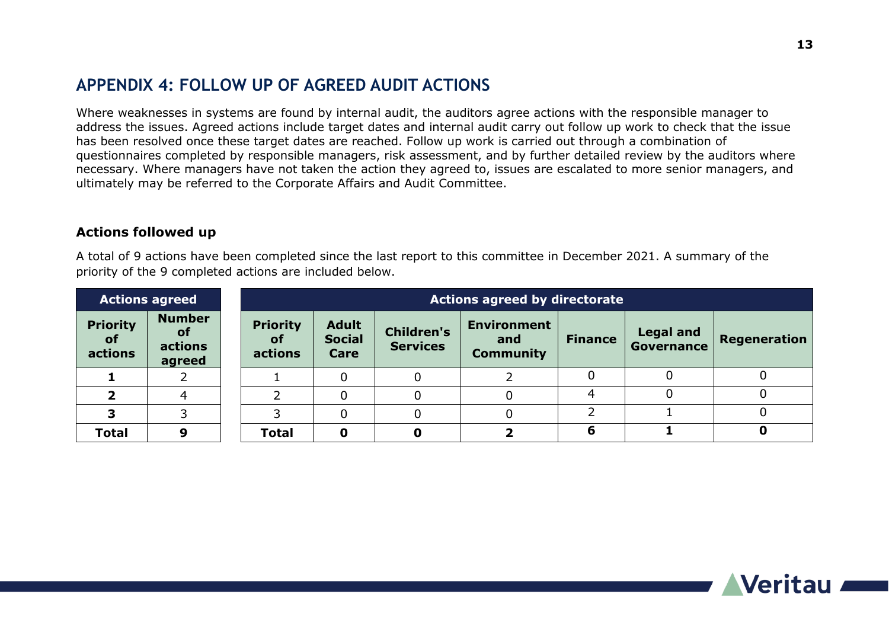## APPENDIX 4: FOLLOW UP OF AGREED AUDIT ACTIONS

Where weaknesses in systems are found by internal audit, the auditors agree actions with the responsible manager to address the issues. Agreed actions include target dates and internal audit carry out follow up work to check that the issue has been resolved once these target dates are reached. Follow up work is carried out through a combination of questionnaires completed by responsible managers, risk assessment, and by further detailed review by the auditors where necessary. Where managers have not taken the action they agreed to, issues are escalated to more senior managers, and ultimately may be referred to the Corporate Affairs and Audit Committee.

### Actions followed up

A total of 9 actions have been completed since the last report to this committee in December 2021. A summary of the priority of the 9 completed actions are included below.

| Actions agreed | |
|---|---|
| **Priority of actions** | **Number of actions agreed** |
| **1** | 2 |
| **2** | 4 |
| **3** | 3 |
| **Total** | **9** |

| Actions agreed by directorate | | | | | | |
|---|---|---|---|---|---|---|
| **Priority of actions** | **Adult Social Care** | **Children's Services** | **Environment and Community** | **Finance** | **Legal and Governance** | **Regeneration** |
| 1 | 0 | 0 | 2 | 0 | 0 | 0 |
| 2 | 0 | 0 | 0 | 4 | 0 | 0 |
| 3 | 0 | 0 | 0 | 2 | 1 | 0 |
| **Total** | **0** | **0** | **2** | **6** | **1** | **0** |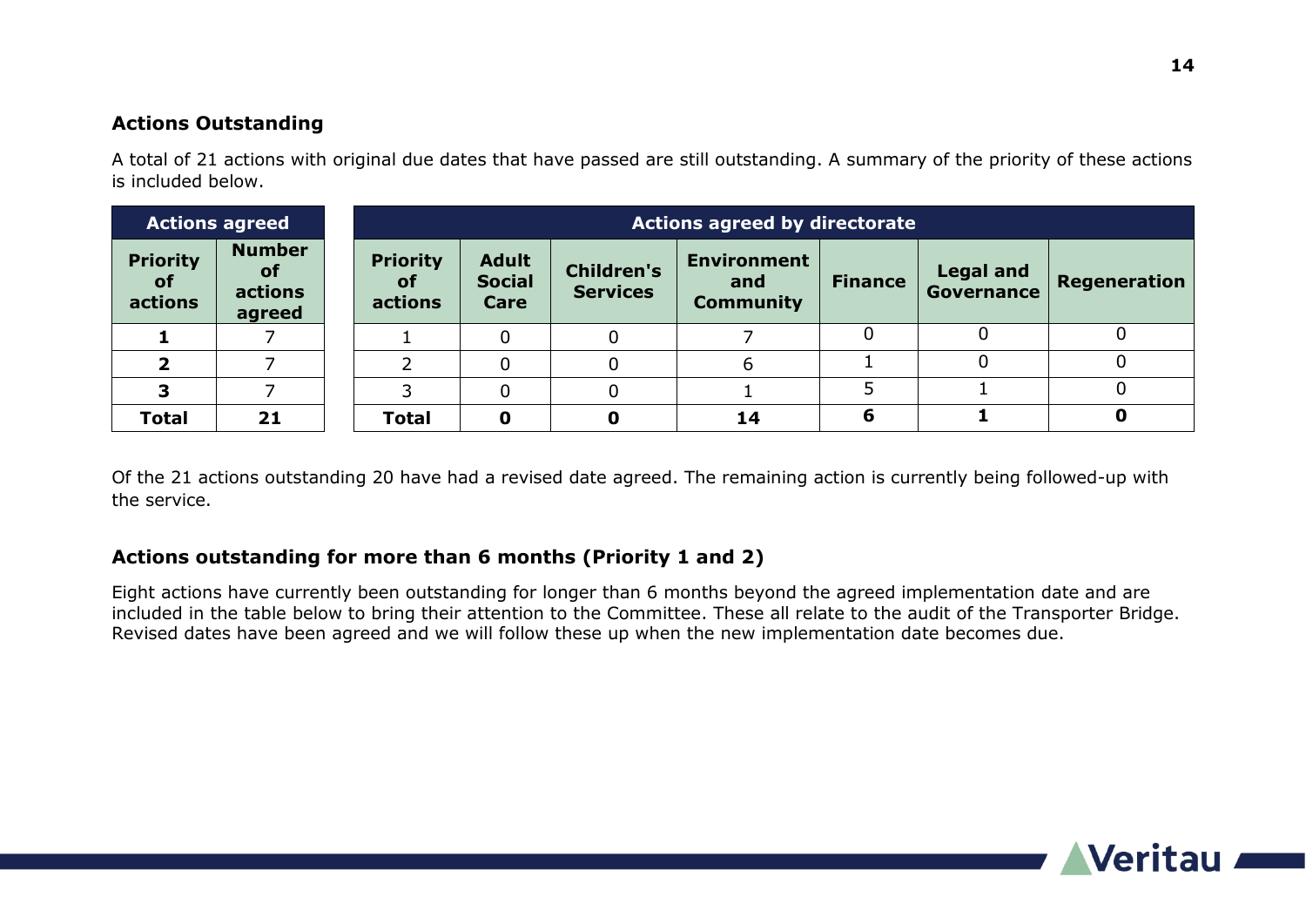## Actions Outstanding

A total of 21 actions with original due dates that have passed are still outstanding. A summary of the priority of these actions is included below.

| Actions agreed | |
|---|---|
| **Priority of actions** | **Number of actions agreed** |
| **1** | 7 |
| **2** | 7 |
| **3** | 7 |
| **Total** | **21** |

| Actions agreed by directorate | | | | | | |
|---|---|---|---|---|---|---|
| **Priority of actions** | **Adult Social Care** | **Children's Services** | **Environment and Community** | **Finance** | **Legal and Governance** | **Regeneration** |
| 1 | 0 | 0 | 7 | 0 | 0 | 0 |
| 2 | 0 | 0 | 6 | 1 | 0 | 0 |
| 3 | 0 | 0 | 1 | 5 | 1 | 0 |
| **Total** | **0** | **0** | **14** | **6** | **1** | **0** |

Of the 21 actions outstanding 20 have had a revised date agreed. The remaining action is currently being followed-up with the service.

## Actions outstanding for more than 6 months (Priority 1 and 2)

Eight actions have currently been outstanding for longer than 6 months beyond the agreed implementation date and are included in the table below to bring their attention to the Committee. These all relate to the audit of the Transporter Bridge. Revised dates have been agreed and we will follow these up when the new implementation date becomes due.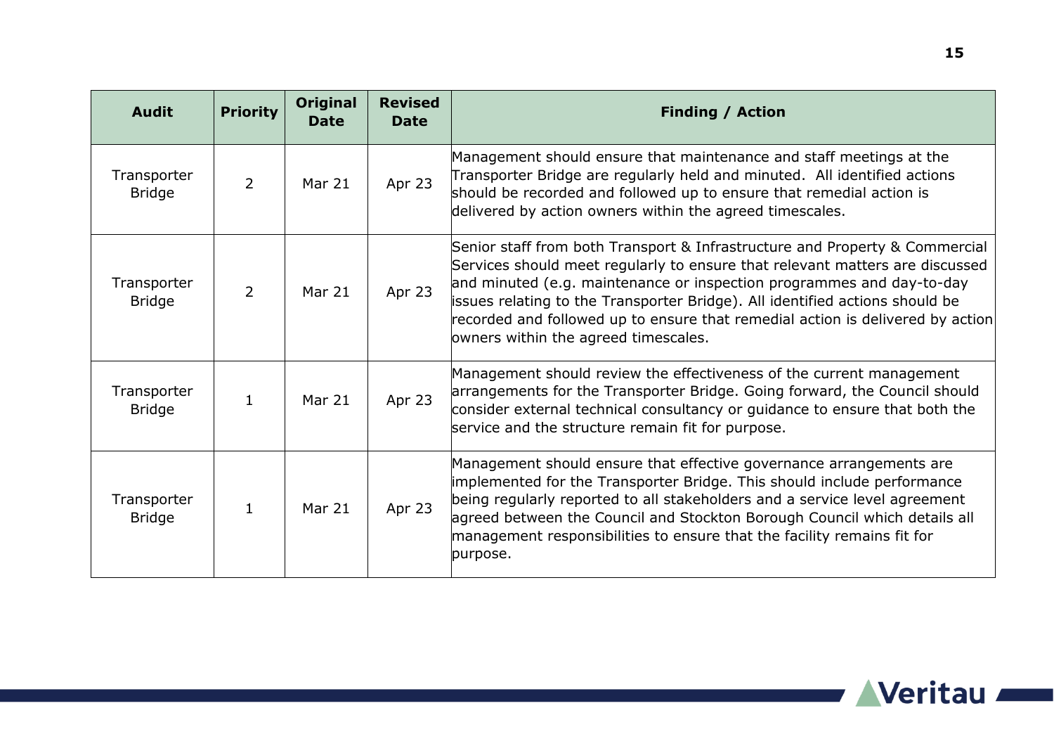| Audit | Priority | Original Date | Revised Date | Finding / Action |
|---|---|---|---|---|
| Transporter Bridge | 2 | Mar 21 | Apr 23 | Management should ensure that maintenance and staff meetings at the Transporter Bridge are regularly held and minuted. All identified actions should be recorded and followed up to ensure that remedial action is delivered by action owners within the agreed timescales. |
| Transporter Bridge | 2 | Mar 21 | Apr 23 | Senior staff from both Transport & Infrastructure and Property & Commercial Services should meet regularly to ensure that relevant matters are discussed and minuted (e.g. maintenance or inspection programmes and day-to-day issues relating to the Transporter Bridge). All identified actions should be recorded and followed up to ensure that remedial action is delivered by action owners within the agreed timescales. |
| Transporter Bridge | 1 | Mar 21 | Apr 23 | Management should review the effectiveness of the current management arrangements for the Transporter Bridge. Going forward, the Council should consider external technical consultancy or guidance to ensure that both the service and the structure remain fit for purpose. |
| Transporter Bridge | 1 | Mar 21 | Apr 23 | Management should ensure that effective governance arrangements are implemented for the Transporter Bridge. This should include performance being regularly reported to all stakeholders and a service level agreement agreed between the Council and Stockton Borough Council which details all management responsibilities to ensure that the facility remains fit for purpose. |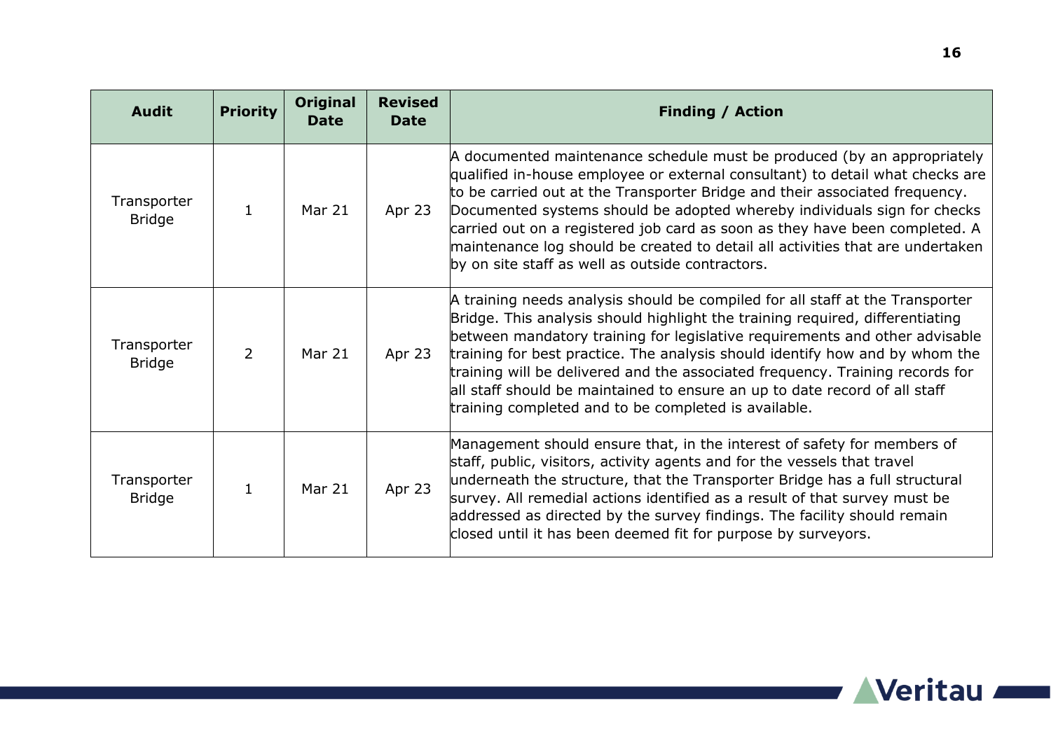| Audit | Priority | Original Date | Revised Date | Finding / Action |
|---|---|---|---|---|
| Transporter Bridge | 1 | Mar 21 | Apr 23 | A documented maintenance schedule must be produced (by an appropriately qualified in-house employee or external consultant) to detail what checks are to be carried out at the Transporter Bridge and their associated frequency. Documented systems should be adopted whereby individuals sign for checks carried out on a registered job card as soon as they have been completed. A maintenance log should be created to detail all activities that are undertaken by on site staff as well as outside contractors. |
| Transporter Bridge | 2 | Mar 21 | Apr 23 | A training needs analysis should be compiled for all staff at the Transporter Bridge. This analysis should highlight the training required, differentiating between mandatory training for legislative requirements and other advisable training for best practice. The analysis should identify how and by whom the training will be delivered and the associated frequency. Training records for all staff should be maintained to ensure an up to date record of all staff training completed and to be completed is available. |
| Transporter Bridge | 1 | Mar 21 | Apr 23 | Management should ensure that, in the interest of safety for members of staff, public, visitors, activity agents and for the vessels that travel underneath the structure, that the Transporter Bridge has a full structural survey. All remedial actions identified as a result of that survey must be addressed as directed by the survey findings. The facility should remain closed until it has been deemed fit for purpose by surveyors. |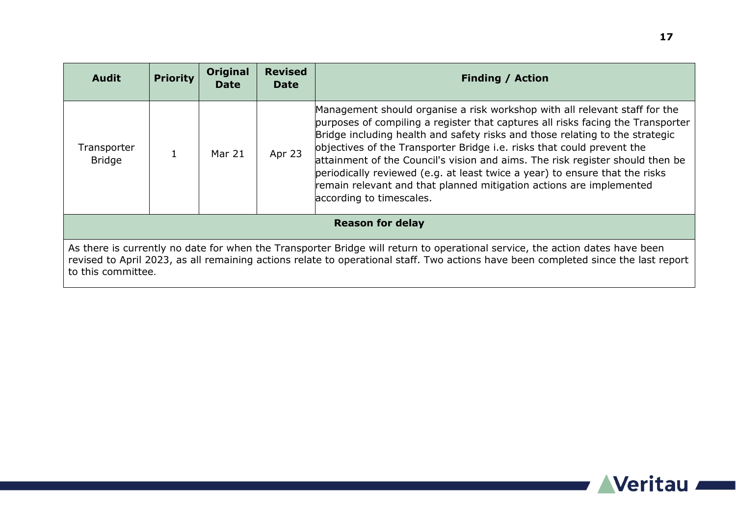| Audit | Priority | Original Date | Revised Date | Finding / Action |
| --- | --- | --- | --- | --- |
| Transporter Bridge | 1 | Mar 21 | Apr 23 | Management should organise a risk workshop with all relevant staff for the purposes of compiling a register that captures all risks facing the Transporter Bridge including health and safety risks and those relating to the strategic objectives of the Transporter Bridge i.e. risks that could prevent the attainment of the Council's vision and aims. The risk register should then be periodically reviewed (e.g. at least twice a year) to ensure that the risks remain relevant and that planned mitigation actions are implemented according to timescales. |
| **Reason for delay** | | | | |
| As there is currently no date for when the Transporter Bridge will return to operational service, the action dates have been revised to April 2023, as all remaining actions relate to operational staff. Two actions have been completed since the last report to this committee. | | | | |